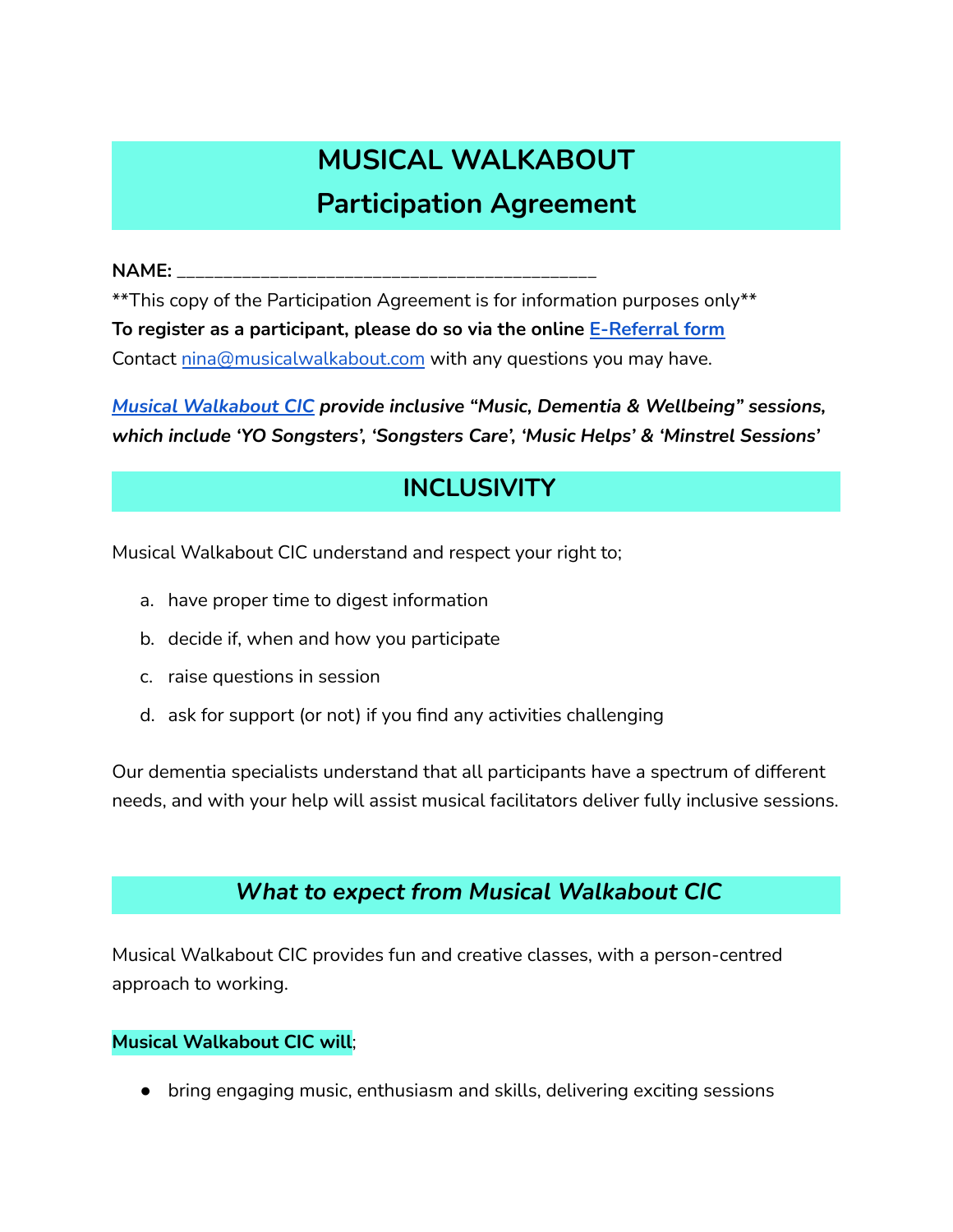# MUSICAL WALKABOUT
# Participation Agreement

**NAME:** ___________________________________________

**This copy of the Participation Agreement is for information purposes only**

**To register as a participant, please do so via the online [E-Referral form]()**

Contact [nina@musicalwalkabout.com](mailto:nina@musicalwalkabout.com) with any questions you may have.

***[Musical Walkabout CIC]() provide inclusive "Music, Dementia & Wellbeing" sessions, which include 'YO Songsters', 'Songsters Care', 'Music Helps' & 'Minstrel Sessions'***

## INCLUSIVITY

Musical Walkabout CIC understand and respect your right to;

a. have proper time to digest information

b. decide if, when and how you participate

c. raise questions in session

d. ask for support (or not) if you find any activities challenging

Our dementia specialists understand that all participants have a spectrum of different needs, and with your help will assist musical facilitators deliver fully inclusive sessions.

## *What to expect from Musical Walkabout CIC*

Musical Walkabout CIC provides fun and creative classes, with a person-centred approach to working.

**Musical Walkabout CIC will**;

- bring engaging music, enthusiasm and skills, delivering exciting sessions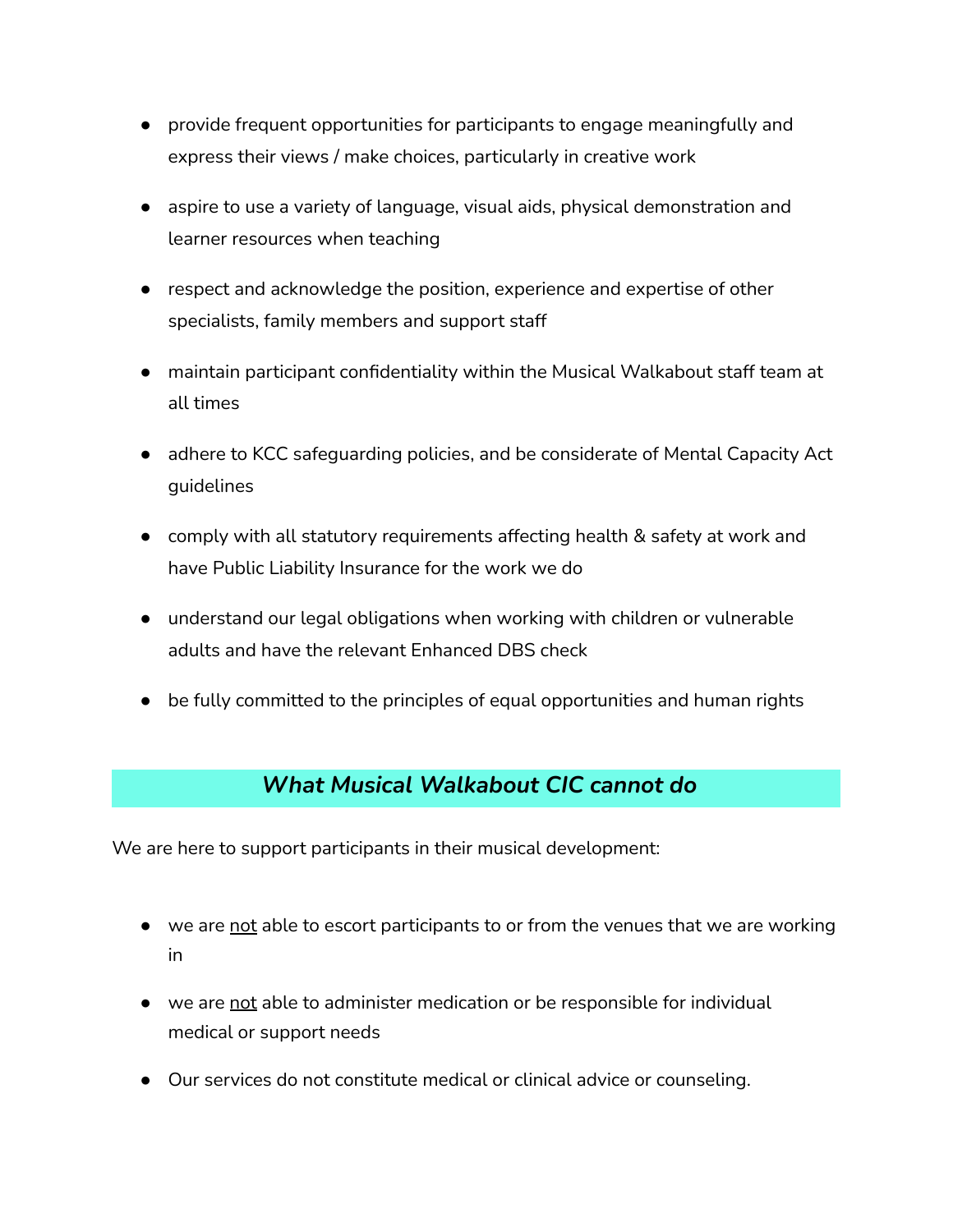- provide frequent opportunities for participants to engage meaningfully and express their views / make choices, particularly in creative work
- aspire to use a variety of language, visual aids, physical demonstration and learner resources when teaching
- respect and acknowledge the position, experience and expertise of other specialists, family members and support staff
- maintain participant confidentiality within the Musical Walkabout staff team at all times
- adhere to KCC safeguarding policies, and be considerate of Mental Capacity Act guidelines
- comply with all statutory requirements affecting health & safety at work and have Public Liability Insurance for the work we do
- understand our legal obligations when working with children or vulnerable adults and have the relevant Enhanced DBS check
- be fully committed to the principles of equal opportunities and human rights

## *What Musical Walkabout CIC cannot do*

We are here to support participants in their musical development:

- we are <u>not</u> able to escort participants to or from the venues that we are working in
- we are <u>not</u> able to administer medication or be responsible for individual medical or support needs
- Our services do not constitute medical or clinical advice or counseling.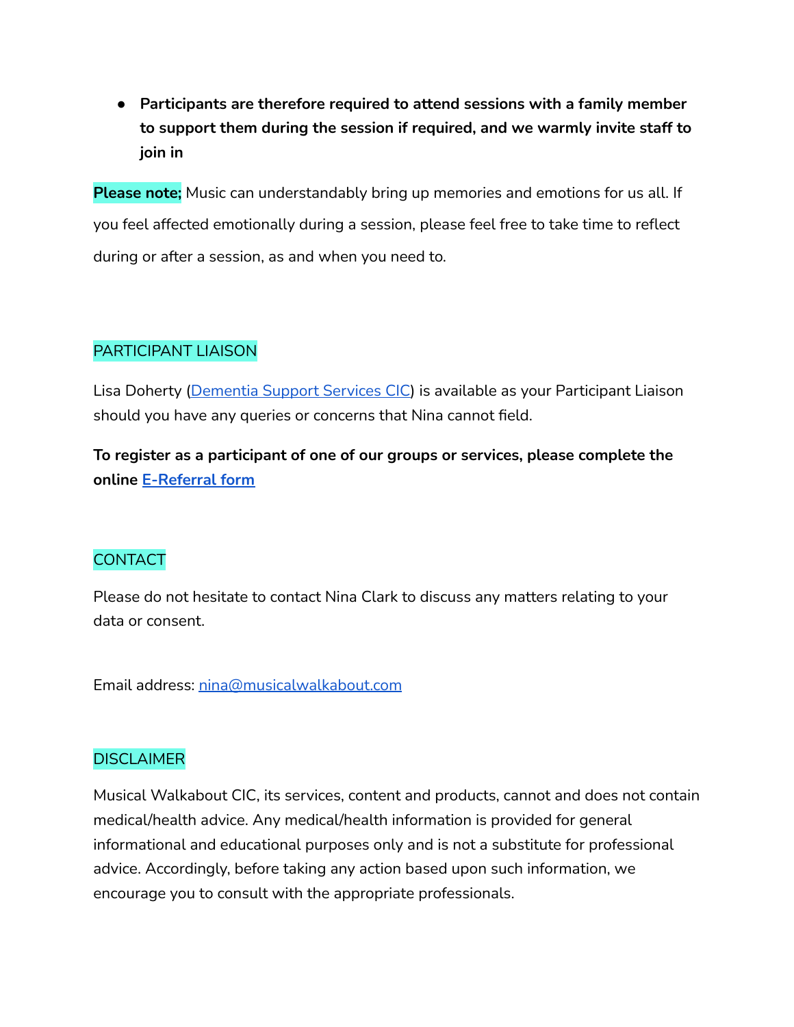- **Participants are therefore required to attend sessions with a family member to support them during the session if required, and we warmly invite staff to join in**

**Please note;** Music can understandably bring up memories and emotions for us all. If you feel affected emotionally during a session, please feel free to take time to reflect during or after a session, as and when you need to.

## PARTICIPANT LIAISON

Lisa Doherty (Dementia Support Services CIC) is available as your Participant Liaison should you have any queries or concerns that Nina cannot field.

**To register as a participant of one of our groups or services, please complete the online E-Referral form**

## CONTACT

Please do not hesitate to contact Nina Clark to discuss any matters relating to your data or consent.

Email address: nina@musicalwalkabout.com

## DISCLAIMER

Musical Walkabout CIC, its services, content and products, cannot and does not contain medical/health advice. Any medical/health information is provided for general informational and educational purposes only and is not a substitute for professional advice. Accordingly, before taking any action based upon such information, we encourage you to consult with the appropriate professionals.